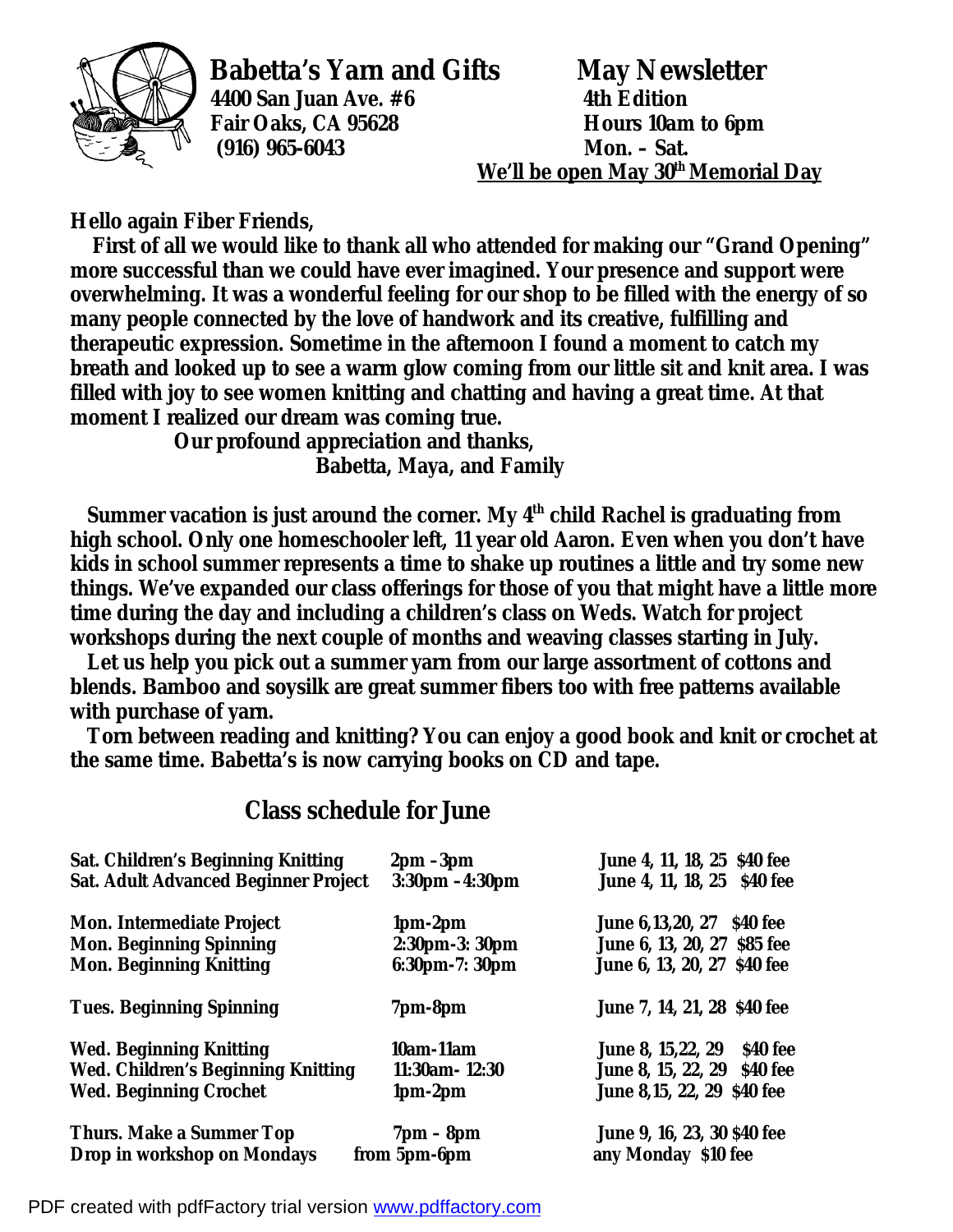# Babetta's Yarn and Gifts

**4400 San Juan Ave. #6**
**Fair Oaks, CA 95628**
**(916) 965-6043**

## May Newsletter

**4th Edition**
**Hours 10am to 6pm**
**Mon. – Sat.**
**We'll be open May 30th Memorial Day**

**Hello again Fiber Friends,**

**First of all we would like to thank all who attended for making our "Grand Opening" more successful than we could have ever imagined. Your presence and support were overwhelming. It was a wonderful feeling for our shop to be filled with the energy of so many people connected by the love of handwork and its creative, fulfilling and therapeutic expression. Sometime in the afternoon I found a moment to catch my breath and looked up to see a warm glow coming from our little sit and knit area. I was filled with joy to see women knitting and chatting and having a great time. At that moment I realized our dream was coming true.**

**Our profound appreciation and thanks,**
**Babetta, Maya, and Family**

**Summer vacation is just around the corner. My 4th child Rachel is graduating from high school. Only one homeschooler left, 11 year old Aaron. Even when you don't have kids in school summer represents a time to shake up routines a little and try some new things. We've expanded our class offerings for those of you that might have a little more time during the day and including a children's class on Weds. Watch for project workshops during the next couple of months and weaving classes starting in July.**

**Let us help you pick out a summer yarn from our large assortment of cottons and blends. Bamboo and soysilk are great summer fibers too with free patterns available with purchase of yarn.**

**Torn between reading and knitting? You can enjoy a good book and knit or crochet at the same time. Babetta's is now carrying books on CD and tape.**

## Class schedule for June

| Class | Time | Dates / Fee |
|---|---|---|
| Sat. Children's Beginning Knitting | 2pm – 3pm | June 4, 11, 18, 25 $40 fee |
| Sat. Adult Advanced Beginner Project | 3:30pm – 4:30pm | June 4, 11, 18, 25 $40 fee |
| Mon. Intermediate Project | 1pm-2pm | June 6, 13, 20, 27 $40 fee |
| Mon. Beginning Spinning | 2:30pm-3:30pm | June 6, 13, 20, 27 $85 fee |
| Mon. Beginning Knitting | 6:30pm-7:30pm | June 6, 13, 20, 27 $40 fee |
| Tues. Beginning Spinning | 7pm-8pm | June 7, 14, 21, 28 $40 fee |
| Wed. Beginning Knitting | 10am-11am | June 8, 15, 22, 29 $40 fee |
| Wed. Children's Beginning Knitting | 11:30am- 12:30 | June 8, 15, 22, 29 $40 fee |
| Wed. Beginning Crochet | 1pm-2pm | June 8, 15, 22, 29 $40 fee |
| Thurs. Make a Summer Top | 7pm – 8pm | June 9, 16, 23, 30 $40 fee |
| Drop in workshop on Mondays | from 5pm-6pm | any Monday $10 fee |

PDF created with pdfFactory trial version www.pdffactory.com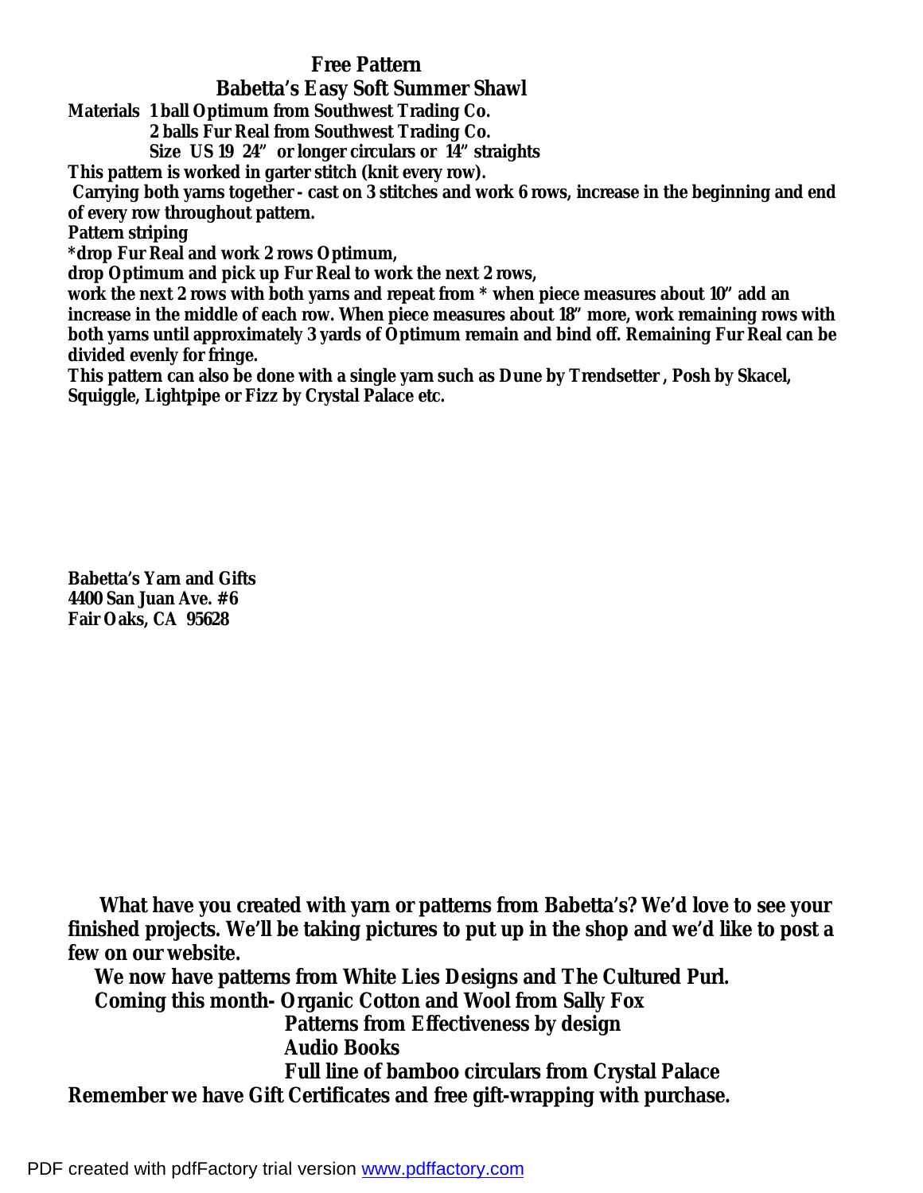# Free Pattern

## Babetta's Easy Soft Summer Shawl

**Materials** 1 ball Optimum from Southwest Trading Co.
2 balls Fur Real from Southwest Trading Co.
Size US 19 24" or longer circulars or 14" straights

**This pattern is worked in garter stitch (knit every row).**

**Carrying both yarns together - cast on 3 stitches and work 6 rows, increase in the beginning and end of every row throughout pattern.**

**Pattern striping**

**\*drop Fur Real and work 2 rows Optimum,**
**drop Optimum and pick up Fur Real to work the next 2 rows,**
**work the next 2 rows with both yarns and repeat from \* when piece measures about 10" add an increase in the middle of each row. When piece measures about 18" more, work remaining rows with both yarns until approximately 3 yards of Optimum remain and bind off. Remaining Fur Real can be divided evenly for fringe.**

**This pattern can also be done with a single yarn such as Dune by Trendsetter , Posh by Skacel, Squiggle, Lightpipe or Fizz by Crystal Palace etc.**

**Babetta's Yarn and Gifts**
**4400 San Juan Ave. #6**
**Fair Oaks, CA 95628**

**What have you created with yarn or patterns from Babetta's? We'd love to see your finished projects. We'll be taking pictures to put up in the shop and we'd like to post a few on our website.**

**We now have patterns from White Lies Designs and The Cultured Purl.**

**Coming this month- Organic Cotton and Wool from Sally Fox**
**Patterns from Effectiveness by design**
**Audio Books**
**Full line of bamboo circulars from Crystal Palace**

**Remember we have Gift Certificates and free gift-wrapping with purchase.**